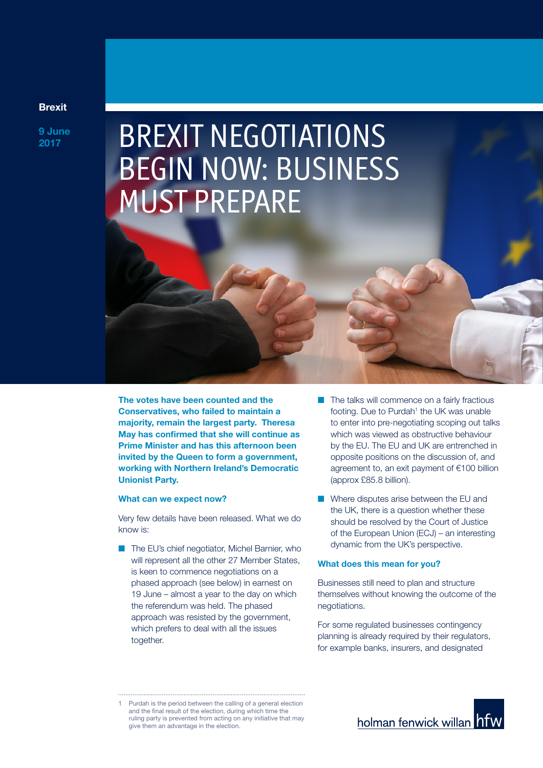Brexit

9 June 2017

# BREXIT NEGOTIATIONS BEGIN NOW: BUSINESS MUST PREPARE

**The votes have been counted and the Conservatives, who failed to maintain a majority, remain the largest party. Theresa May has confirmed that she will continue as Prime Minister and has this afternoon been invited by the Queen to form a government, working with Northern Ireland's Democratic Unionist Party.**

### What can we expect now?

Very few details have been released. What we do know is:

- The EU's chief negotiator, Michel Barnier, who will represent all the other 27 Member States, is keen to commence negotiations on a phased approach (see below) in earnest on 19 June – almost a year to the day on which the referendum was held. The phased approach was resisted by the government, which prefers to deal with all the issues together.
- The talks will commence on a fairly fractious footing. Due to Purdah[1] the UK was unable to enter into pre-negotiating scoping out talks which was viewed as obstructive behaviour by the EU. The EU and UK are entrenched in opposite positions on the discussion of, and agreement to, an exit payment of €100 billion (approx £85.8 billion).
- Where disputes arise between the EU and the UK, there is a question whether these should be resolved by the Court of Justice of the European Union (ECJ) – an interesting dynamic from the UK's perspective.

### What does this mean for you?

Businesses still need to plan and structure themselves without knowing the outcome of the negotiations.

For some regulated businesses contingency planning is already required by their regulators, for example banks, insurers, and designated

1 Purdah is the period between the calling of a general election and the final result of the election, during which time the ruling party is prevented from acting on any initiative that may give them an advantage in the election.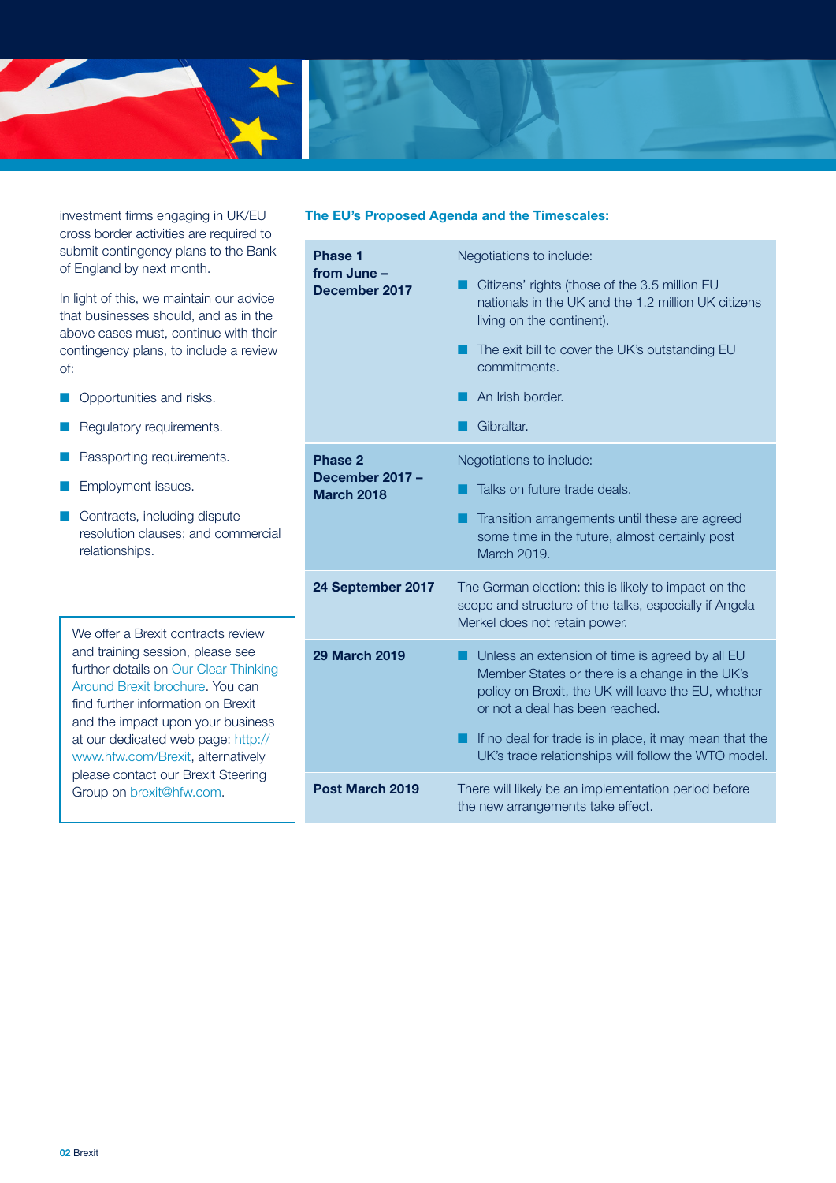investment firms engaging in UK/EU cross border activities are required to submit contingency plans to the Bank of England by next month.

In light of this, we maintain our advice that businesses should, and as in the above cases must, continue with their contingency plans, to include a review of:

- Opportunities and risks.
- Regulatory requirements.
- Passporting requirements.
- Employment issues.
- Contracts, including dispute resolution clauses; and commercial relationships.

We offer a Brexit contracts review and training session, please see further details on Our Clear Thinking Around Brexit brochure. You can find further information on Brexit and the impact upon your business at our dedicated web page: http://www.hfw.com/Brexit, alternatively please contact our Brexit Steering Group on brexit@hfw.com.

### The EU's Proposed Agenda and the Timescales:

| | |
|---|---|
| **Phase 1 from June – December 2017** | Negotiations to include:<br>- Citizens' rights (those of the 3.5 million EU nationals in the UK and the 1.2 million UK citizens living on the continent).<br>- The exit bill to cover the UK's outstanding EU commitments.<br>- An Irish border.<br>- Gibraltar. |
| **Phase 2 December 2017 – March 2018** | Negotiations to include:<br>- Talks on future trade deals.<br>- Transition arrangements until these are agreed some time in the future, almost certainly post March 2019. |
| **24 September 2017** | The German election: this is likely to impact on the scope and structure of the talks, especially if Angela Merkel does not retain power. |
| **29 March 2019** | - Unless an extension of time is agreed by all EU Member States or there is a change in the UK's policy on Brexit, the UK will leave the EU, whether or not a deal has been reached.<br>- If no deal for trade is in place, it may mean that the UK's trade relationships will follow the WTO model. |
| **Post March 2019** | There will likely be an implementation period before the new arrangements take effect. |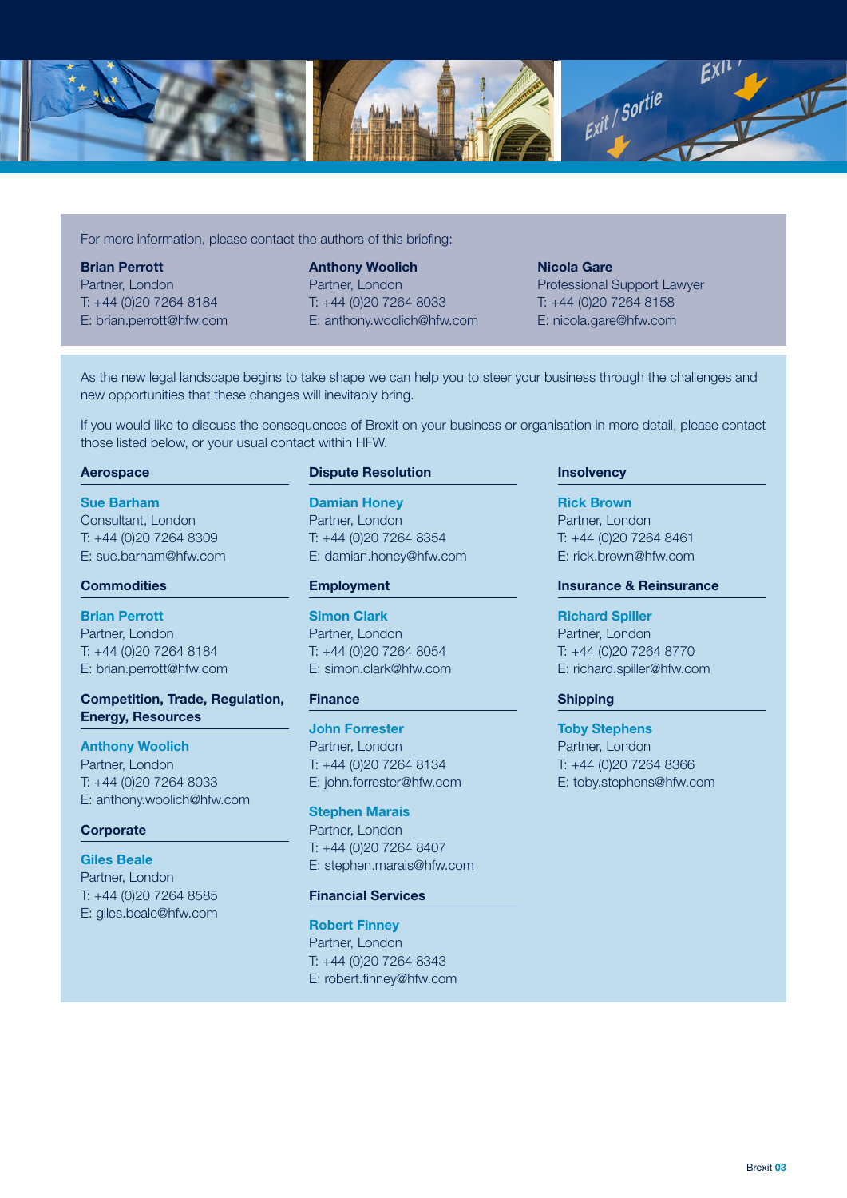For more information, please contact the authors of this briefing:

**Brian Perrott**
Partner, London
T: +44 (0)20 7264 8184
E: brian.perrott@hfw.com

**Anthony Woolich**
Partner, London
T: +44 (0)20 7264 8033
E: anthony.woolich@hfw.com

**Nicola Gare**
Professional Support Lawyer
T: +44 (0)20 7264 8158
E: nicola.gare@hfw.com

As the new legal landscape begins to take shape we can help you to steer your business through the challenges and new opportunities that these changes will inevitably bring.

If you would like to discuss the consequences of Brexit on your business or organisation in more detail, please contact those listed below, or your usual contact within HFW.

### Aerospace

**Sue Barham**
Consultant, London
T: +44 (0)20 7264 8309
E: sue.barham@hfw.com

### Commodities

**Brian Perrott**
Partner, London
T: +44 (0)20 7264 8184
E: brian.perrott@hfw.com

### Competition, Trade, Regulation, Energy, Resources

**Anthony Woolich**
Partner, London
T: +44 (0)20 7264 8033
E: anthony.woolich@hfw.com

### Corporate

**Giles Beale**
Partner, London
T: +44 (0)20 7264 8585
E: giles.beale@hfw.com

### Dispute Resolution

**Damian Honey**
Partner, London
T: +44 (0)20 7264 8354
E: damian.honey@hfw.com

### Employment

**Simon Clark**
Partner, London
T: +44 (0)20 7264 8054
E: simon.clark@hfw.com

### Finance

**John Forrester**
Partner, London
T: +44 (0)20 7264 8134
E: john.forrester@hfw.com

**Stephen Marais**
Partner, London
T: +44 (0)20 7264 8407
E: stephen.marais@hfw.com

### Financial Services

**Robert Finney**
Partner, London
T: +44 (0)20 7264 8343
E: robert.finney@hfw.com

### Insolvency

**Rick Brown**
Partner, London
T: +44 (0)20 7264 8461
E: rick.brown@hfw.com

### Insurance & Reinsurance

**Richard Spiller**
Partner, London
T: +44 (0)20 7264 8770
E: richard.spiller@hfw.com

### Shipping

**Toby Stephens**
Partner, London
T: +44 (0)20 7264 8366
E: toby.stephens@hfw.com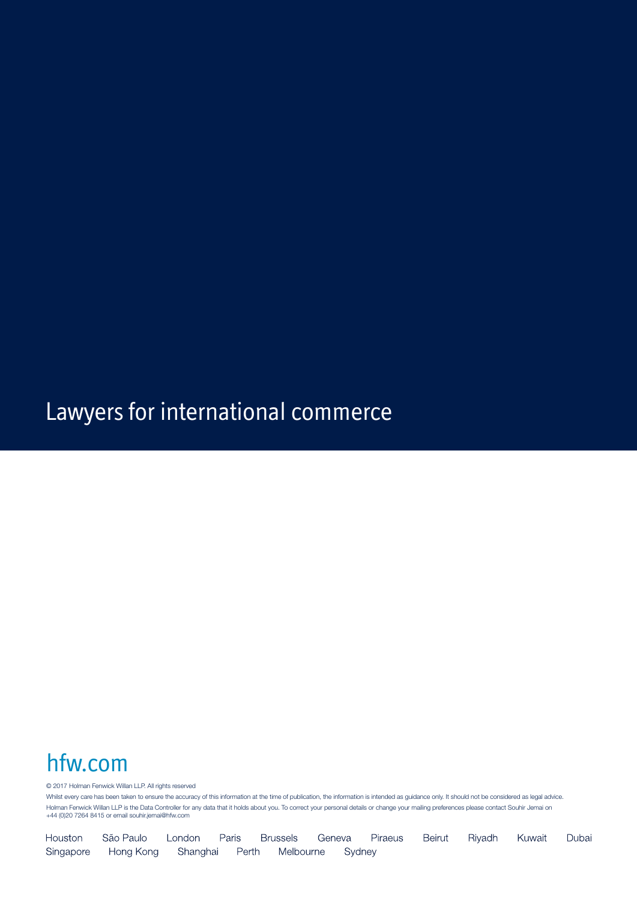Lawyers for international commerce

hfw.com

© 2017 Holman Fenwick Willan LLP. All rights reserved

Whilst every care has been taken to ensure the accuracy of this information at the time of publication, the information is intended as guidance only. It should not be considered as legal advice.

Holman Fenwick Willan LLP is the Data Controller for any data that it holds about you. To correct your personal details or change your mailing preferences please contact Souhir Jemai on +44 (0)20 7264 8415 or email souhir.jemai@hfw.com

Houston São Paulo London Paris Brussels Geneva Piraeus Beirut Riyadh Kuwait Dubai Singapore Hong Kong Shanghai Perth Melbourne Sydney